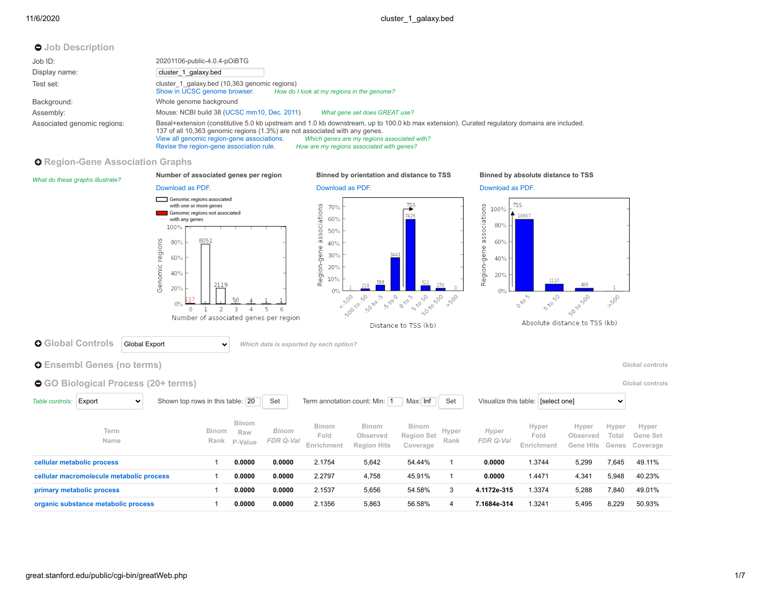## Job Description

| | |
|---|---|
| Job ID: | 20201106-public-4.0.4-pOiBTG |
| Display name: | cluster_1_galaxy.bed |
| Test set: | cluster_1_galaxy.bed (10,363 genomic regions)<br>Show in UCSC genome browser. *How do I look at my regions in the genome?* |
| Background: | Whole genome background |
| Assembly: | Mouse: NCBI build 38 (UCSC mm10, Dec. 2011) *What gene set does GREAT use?* |
| Associated genomic regions: | Basal+extension (constitutive 5.0 kb upstream and 1.0 kb downstream, up to 100.0 kb max extension). Curated regulatory domains are included.<br>137 of all 10,363 genomic regions (1.3%) are not associated with any genes.<br>View all genomic region-gene associations. *Which genes are my regions associated with?*<br>Revise the region-gene association rule. *How are my regions associated with genes?* |

## Region-Gene Association Graphs

*What do these graphs illustrate?*

**Number of associated genes per region**

Download as PDF.

Genomic regions associated with one or more genes
Genomic regions not associated with any genes

| Number of associated genes per region | 0 | 1 | 2 | 3 | 4 | 5 | 6 |
|---|---|---|---|---|---|---|---|
| Genomic regions | 137 | 8051 | 2119 | 50 | 4 | 1 | 1 |

**Binned by orientation and distance to TSS**

Download as PDF.

| Distance to TSS (kb) | <-500 | -500 to -50 | -50 to -5 | -5 to 0 | 0 to 5 | 5 to 50 | 50 to 500 | >500 |
|---|---|---|---|---|---|---|---|---|
| Region-gene associations | 1 | 218 | 588 | 3441 | 7426 | 522 | 270 | 0 |

**Binned by absolute distance to TSS**

Download as PDF.

| Absolute distance to TSS (kb) | 0 to 5 | 5 to 50 | 50 to 500 | >500 |
|---|---|---|---|---|
| Region-gene associations | 10867 | 1110 | 488 | 1 |

## Global Controls

Global Export

*Which data is exported by each option?*

## Ensembl Genes (no terms)

Global controls

## GO Biological Process (20+ terms)

Global controls

*Table controls:* Export | Shown top rows in this table: 20 Set | Term annotation count: Min: 1 Max: Inf Set | Visualize this table: [select one]

| Term Name | Binom Rank | Binom Raw P-Value | *Binom FDR Q-Val* | Binom Fold Enrichment | Binom Observed Region Hits | Binom Region Set Coverage | Hyper Rank | *Hyper FDR Q-Val* | Hyper Fold Enrichment | Hyper Observed Gene Hits | Hyper Total Genes | Hyper Gene Set Coverage |
|---|---|---|---|---|---|---|---|---|---|---|---|---|
| cellular metabolic process | 1 | **0.0000** | **0.0000** | 2.1754 | 5,642 | 54.44% | 1 | **0.0000** | 1.3744 | 5,299 | 7,645 | 49.11% |
| cellular macromolecule metabolic process | 1 | **0.0000** | **0.0000** | 2.2797 | 4,758 | 45.91% | 1 | **0.0000** | 1.4471 | 4,341 | 5,948 | 40.23% |
| primary metabolic process | 1 | **0.0000** | **0.0000** | 2.1537 | 5,656 | 54.58% | 3 | **4.1172e-315** | 1.3374 | 5,288 | 7,840 | 49.01% |
| organic substance metabolic process | 1 | **0.0000** | **0.0000** | 2.1356 | 5,863 | 56.58% | 4 | **7.1684e-314** | 1.3241 | 5,495 | 8,229 | 50.93% |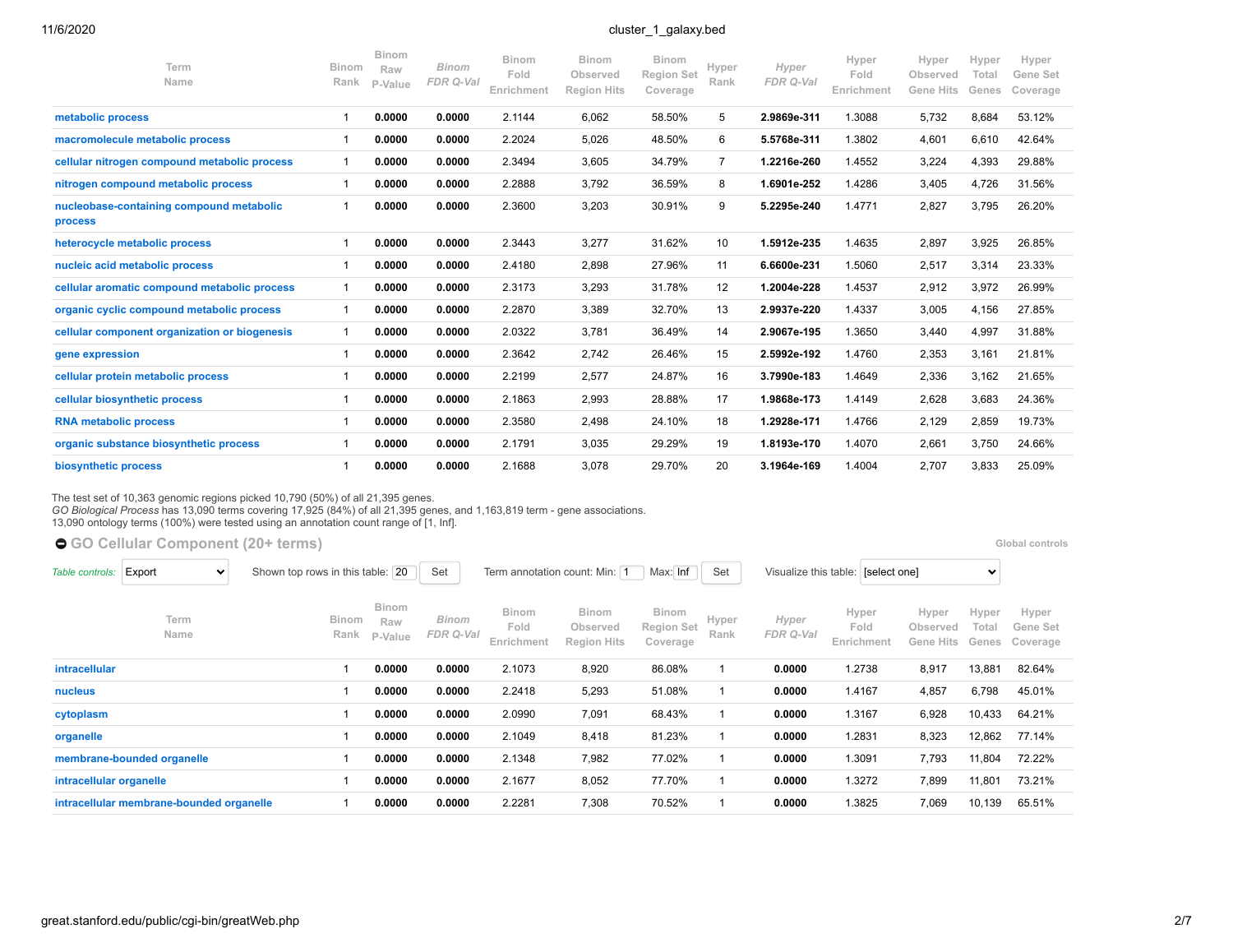| Term Name | Binom Rank | Binom Raw P-Value | Binom FDR Q-Val | Binom Fold Enrichment | Binom Observed Region Hits | Binom Region Set Coverage | Hyper Rank | Hyper FDR Q-Val | Hyper Fold Enrichment | Hyper Observed Gene Hits | Hyper Total Genes | Hyper Gene Set Coverage |
|---|---|---|---|---|---|---|---|---|---|---|---|---|
| metabolic process | 1 | **0.0000** | **0.0000** | 2.1144 | 6,062 | 58.50% | 5 | **2.9869e-311** | 1.3088 | 5,732 | 8,684 | 53.12% |
| macromolecule metabolic process | 1 | **0.0000** | **0.0000** | 2.2024 | 5,026 | 48.50% | 6 | **5.5768e-311** | 1.3802 | 4,601 | 6,610 | 42.64% |
| cellular nitrogen compound metabolic process | 1 | **0.0000** | **0.0000** | 2.3494 | 3,605 | 34.79% | 7 | **1.2216e-260** | 1.4552 | 3,224 | 4,393 | 29.88% |
| nitrogen compound metabolic process | 1 | **0.0000** | **0.0000** | 2.2888 | 3,792 | 36.59% | 8 | **1.6901e-252** | 1.4286 | 3,405 | 4,726 | 31.56% |
| nucleobase-containing compound metabolic process | 1 | **0.0000** | **0.0000** | 2.3600 | 3,203 | 30.91% | 9 | **5.2295e-240** | 1.4771 | 2,827 | 3,795 | 26.20% |
| heterocycle metabolic process | 1 | **0.0000** | **0.0000** | 2.3443 | 3,277 | 31.62% | 10 | **1.5912e-235** | 1.4635 | 2,897 | 3,925 | 26.85% |
| nucleic acid metabolic process | 1 | **0.0000** | **0.0000** | 2.4180 | 2,898 | 27.96% | 11 | **6.6600e-231** | 1.5060 | 2,517 | 3,314 | 23.33% |
| cellular aromatic compound metabolic process | 1 | **0.0000** | **0.0000** | 2.3173 | 3,293 | 31.78% | 12 | **1.2004e-228** | 1.4537 | 2,912 | 3,972 | 26.99% |
| organic cyclic compound metabolic process | 1 | **0.0000** | **0.0000** | 2.2870 | 3,389 | 32.70% | 13 | **2.9937e-220** | 1.4337 | 3,005 | 4,156 | 27.85% |
| cellular component organization or biogenesis | 1 | **0.0000** | **0.0000** | 2.0322 | 3,781 | 36.49% | 14 | **2.9067e-195** | 1.3650 | 3,440 | 4,997 | 31.88% |
| gene expression | 1 | **0.0000** | **0.0000** | 2.3642 | 2,742 | 26.46% | 15 | **2.5992e-192** | 1.4760 | 2,353 | 3,161 | 21.81% |
| cellular protein metabolic process | 1 | **0.0000** | **0.0000** | 2.2199 | 2,577 | 24.87% | 16 | **3.7990e-183** | 1.4649 | 2,336 | 3,162 | 21.65% |
| cellular biosynthetic process | 1 | **0.0000** | **0.0000** | 2.1863 | 2,993 | 28.88% | 17 | **1.9868e-173** | 1.4149 | 2,628 | 3,683 | 24.36% |
| RNA metabolic process | 1 | **0.0000** | **0.0000** | 2.3580 | 2,498 | 24.10% | 18 | **1.2928e-171** | 1.4766 | 2,129 | 2,859 | 19.73% |
| organic substance biosynthetic process | 1 | **0.0000** | **0.0000** | 2.1791 | 3,035 | 29.29% | 19 | **1.8193e-170** | 1.4070 | 2,661 | 3,750 | 24.66% |
| biosynthetic process | 1 | **0.0000** | **0.0000** | 2.1688 | 3,078 | 29.70% | 20 | **3.1964e-169** | 1.4004 | 2,707 | 3,833 | 25.09% |

The test set of 10,363 genomic regions picked 10,790 (50%) of all 21,395 genes.
*GO Biological Process* has 13,090 terms covering 17,925 (84%) of all 21,395 genes, and 1,163,819 term - gene associations.
13,090 ontology terms (100%) were tested using an annotation count range of [1, Inf].

## GO Cellular Component (20+ terms)

Global controls

*Table controls:* Export | Shown top rows in this table: 20 Set | Term annotation count: Min: 1 Max: Inf Set | Visualize this table: [select one]

| Term Name | Binom Rank | Binom Raw P-Value | Binom FDR Q-Val | Binom Fold Enrichment | Binom Observed Region Hits | Binom Region Set Coverage | Hyper Rank | Hyper FDR Q-Val | Hyper Fold Enrichment | Hyper Observed Gene Hits | Hyper Total Genes | Hyper Gene Set Coverage |
|---|---|---|---|---|---|---|---|---|---|---|---|---|
| intracellular | 1 | **0.0000** | **0.0000** | 2.1073 | 8,920 | 86.08% | 1 | **0.0000** | 1.2738 | 8,917 | 13,881 | 82.64% |
| nucleus | 1 | **0.0000** | **0.0000** | 2.2418 | 5,293 | 51.08% | 1 | **0.0000** | 1.4167 | 4,857 | 6,798 | 45.01% |
| cytoplasm | 1 | **0.0000** | **0.0000** | 2.0990 | 7,091 | 68.43% | 1 | **0.0000** | 1.3167 | 6,928 | 10,433 | 64.21% |
| organelle | 1 | **0.0000** | **0.0000** | 2.1049 | 8,418 | 81.23% | 1 | **0.0000** | 1.2831 | 8,323 | 12,862 | 77.14% |
| membrane-bounded organelle | 1 | **0.0000** | **0.0000** | 2.1348 | 7,982 | 77.02% | 1 | **0.0000** | 1.3091 | 7,793 | 11,804 | 72.22% |
| intracellular organelle | 1 | **0.0000** | **0.0000** | 2.1677 | 8,052 | 77.70% | 1 | **0.0000** | 1.3272 | 7,899 | 11,801 | 73.21% |
| intracellular membrane-bounded organelle | 1 | **0.0000** | **0.0000** | 2.2281 | 7,308 | 70.52% | 1 | **0.0000** | 1.3825 | 7,069 | 10,139 | 65.51% |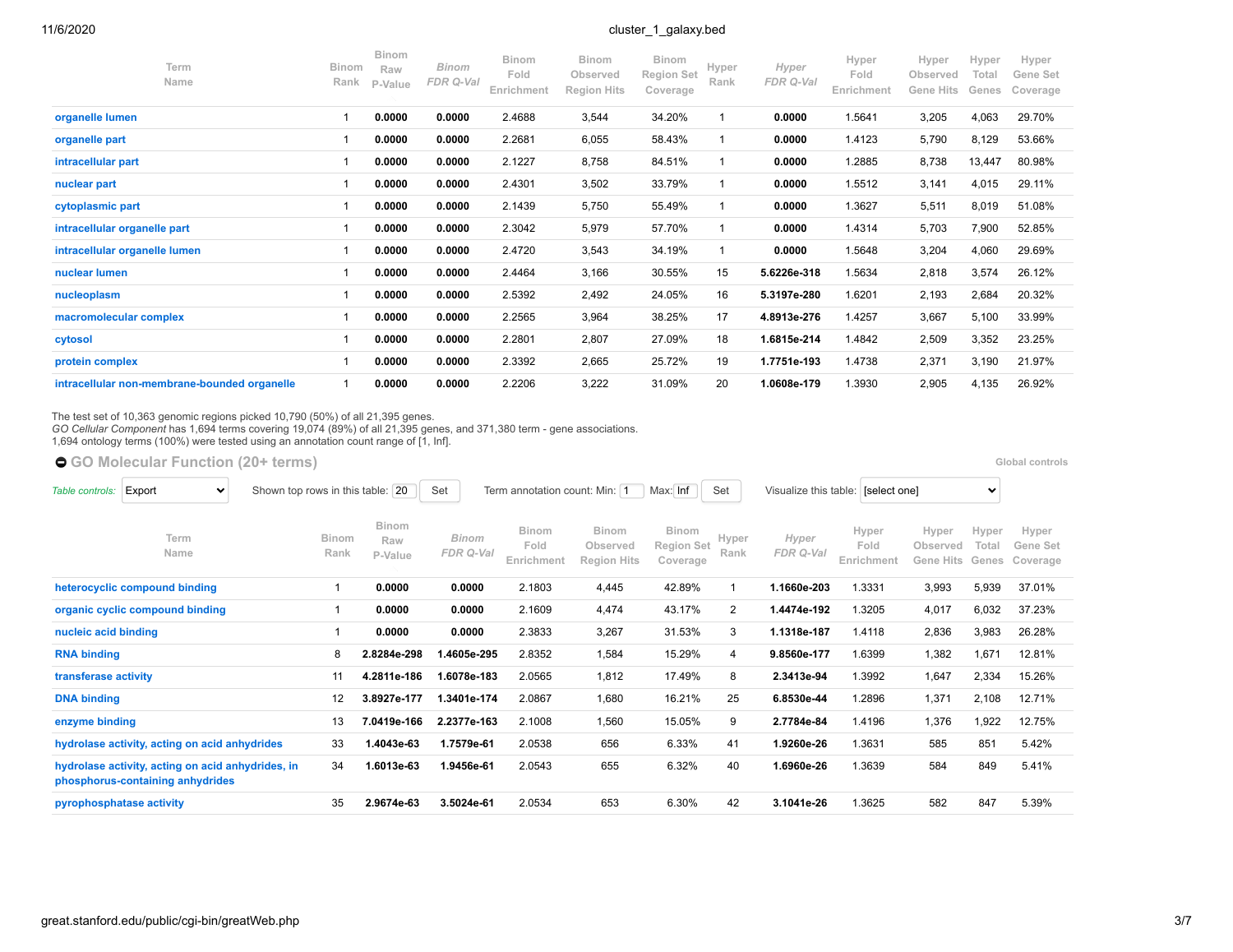| Term Name | Binom Rank | Binom Raw P-Value | *Binom FDR Q-Val* | Binom Fold Enrichment | Binom Observed Region Hits | Binom Region Set Coverage | Hyper Rank | *Hyper FDR Q-Val* | Hyper Fold Enrichment | Hyper Observed Gene Hits | Hyper Total Genes | Hyper Gene Set Coverage |
|---|---|---|---|---|---|---|---|---|---|---|---|---|
| organelle lumen | 1 | **0.0000** | **0.0000** | 2.4688 | 3,544 | 34.20% | 1 | **0.0000** | 1.5641 | 3,205 | 4,063 | 29.70% |
| organelle part | 1 | **0.0000** | **0.0000** | 2.2681 | 6,055 | 58.43% | 1 | **0.0000** | 1.4123 | 5,790 | 8,129 | 53.66% |
| intracellular part | 1 | **0.0000** | **0.0000** | 2.1227 | 8,758 | 84.51% | 1 | **0.0000** | 1.2885 | 8,738 | 13,447 | 80.98% |
| nuclear part | 1 | **0.0000** | **0.0000** | 2.4301 | 3,502 | 33.79% | 1 | **0.0000** | 1.5512 | 3,141 | 4,015 | 29.11% |
| cytoplasmic part | 1 | **0.0000** | **0.0000** | 2.1439 | 5,750 | 55.49% | 1 | **0.0000** | 1.3627 | 5,511 | 8,019 | 51.08% |
| intracellular organelle part | 1 | **0.0000** | **0.0000** | 2.3042 | 5,979 | 57.70% | 1 | **0.0000** | 1.4314 | 5,703 | 7,900 | 52.85% |
| intracellular organelle lumen | 1 | **0.0000** | **0.0000** | 2.4720 | 3,543 | 34.19% | 1 | **0.0000** | 1.5648 | 3,204 | 4,060 | 29.69% |
| nuclear lumen | 1 | **0.0000** | **0.0000** | 2.4464 | 3,166 | 30.55% | 15 | **5.6226e-318** | 1.5634 | 2,818 | 3,574 | 26.12% |
| nucleoplasm | 1 | **0.0000** | **0.0000** | 2.5392 | 2,492 | 24.05% | 16 | **5.3197e-280** | 1.6201 | 2,193 | 2,684 | 20.32% |
| macromolecular complex | 1 | **0.0000** | **0.0000** | 2.2565 | 3,964 | 38.25% | 17 | **4.8913e-276** | 1.4257 | 3,667 | 5,100 | 33.99% |
| cytosol | 1 | **0.0000** | **0.0000** | 2.2801 | 2,807 | 27.09% | 18 | **1.6815e-214** | 1.4842 | 2,509 | 3,352 | 23.25% |
| protein complex | 1 | **0.0000** | **0.0000** | 2.3392 | 2,665 | 25.72% | 19 | **1.7751e-193** | 1.4738 | 2,371 | 3,190 | 21.97% |
| intracellular non-membrane-bounded organelle | 1 | **0.0000** | **0.0000** | 2.2206 | 3,222 | 31.09% | 20 | **1.0608e-179** | 1.3930 | 2,905 | 4,135 | 26.92% |

The test set of 10,363 genomic regions picked 10,790 (50%) of all 21,395 genes.
*GO Cellular Component* has 1,694 terms covering 19,074 (89%) of all 21,395 genes, and 371,380 term - gene associations.
1,694 ontology terms (100%) were tested using an annotation count range of [1, Inf].

## GO Molecular Function (20+ terms)

Global controls

*Table controls:* Export | Shown top rows in this table: 20 Set | Term annotation count: Min: 1 Max: Inf Set | Visualize this table: [select one]

| Term Name | Binom Rank | Binom Raw P-Value | *Binom FDR Q-Val* | Binom Fold Enrichment | Binom Observed Region Hits | Binom Region Set Coverage | Hyper Rank | *Hyper FDR Q-Val* | Hyper Fold Enrichment | Hyper Observed Gene Hits | Hyper Total Genes | Hyper Gene Set Coverage |
|---|---|---|---|---|---|---|---|---|---|---|---|---|
| heterocyclic compound binding | 1 | **0.0000** | **0.0000** | 2.1803 | 4,445 | 42.89% | 1 | **1.1660e-203** | 1.3331 | 3,993 | 5,939 | 37.01% |
| organic cyclic compound binding | 1 | **0.0000** | **0.0000** | 2.1609 | 4,474 | 43.17% | 2 | **1.4474e-192** | 1.3205 | 4,017 | 6,032 | 37.23% |
| nucleic acid binding | 1 | **0.0000** | **0.0000** | 2.3833 | 3,267 | 31.53% | 3 | **1.1318e-187** | 1.4118 | 2,836 | 3,983 | 26.28% |
| RNA binding | 8 | **2.8284e-298** | **1.4605e-295** | 2.8352 | 1,584 | 15.29% | 4 | **9.8560e-177** | 1.6399 | 1,382 | 1,671 | 12.81% |
| transferase activity | 11 | **4.2811e-186** | **1.6078e-183** | 2.0565 | 1,812 | 17.49% | 8 | **2.3413e-94** | 1.3992 | 1,647 | 2,334 | 15.26% |
| DNA binding | 12 | **3.8927e-177** | **1.3401e-174** | 2.0867 | 1,680 | 16.21% | 25 | **6.8530e-44** | 1.2896 | 1,371 | 2,108 | 12.71% |
| enzyme binding | 13 | **7.0419e-166** | **2.2377e-163** | 2.1008 | 1,560 | 15.05% | 9 | **2.7784e-84** | 1.4196 | 1,376 | 1,922 | 12.75% |
| hydrolase activity, acting on acid anhydrides | 33 | **1.4043e-63** | **1.7579e-61** | 2.0538 | 656 | 6.33% | 41 | **1.9260e-26** | 1.3631 | 585 | 851 | 5.42% |
| hydrolase activity, acting on acid anhydrides, in phosphorus-containing anhydrides | 34 | **1.6013e-63** | **1.9456e-61** | 2.0543 | 655 | 6.32% | 40 | **1.6960e-26** | 1.3639 | 584 | 849 | 5.41% |
| pyrophosphatase activity | 35 | **2.9674e-63** | **3.5024e-61** | 2.0534 | 653 | 6.30% | 42 | **3.1041e-26** | 1.3625 | 582 | 847 | 5.39% |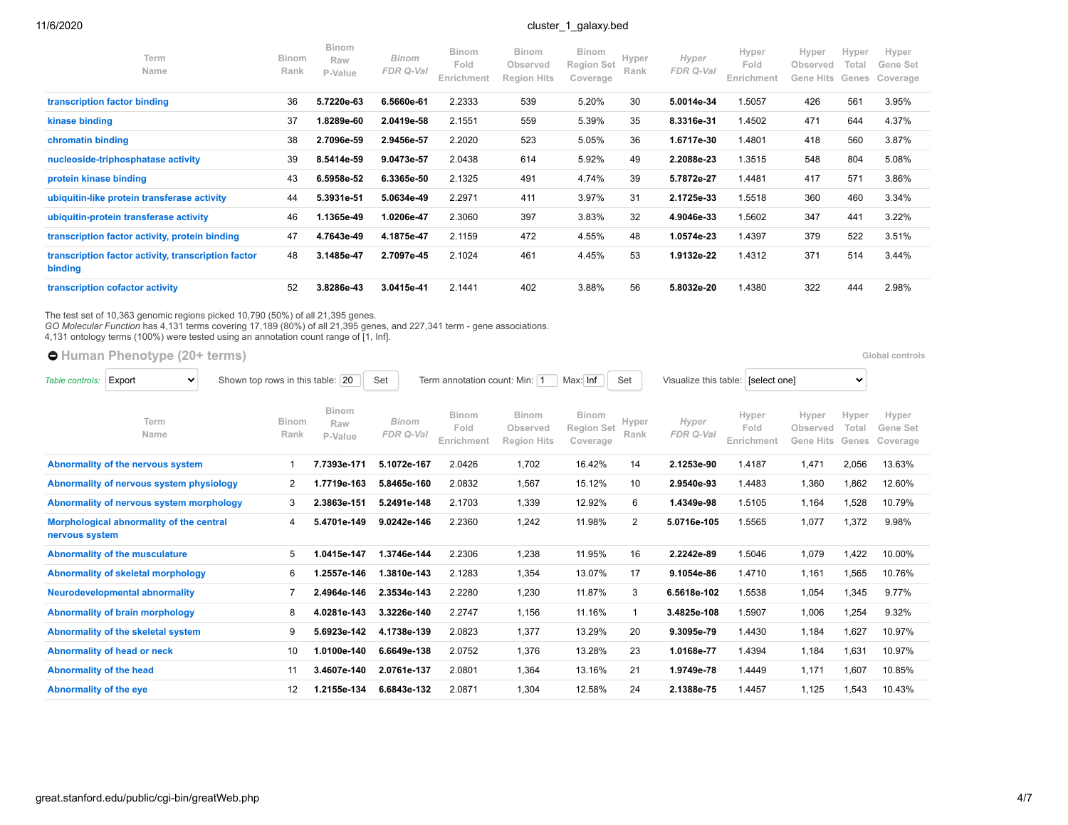| Term Name | Binom Rank | Binom Raw P-Value | Binom FDR Q-Val | Binom Fold Enrichment | Binom Observed Region Hits | Binom Region Set Coverage | Hyper Rank | Hyper FDR Q-Val | Hyper Fold Enrichment | Hyper Observed Gene Hits | Hyper Total Genes | Hyper Gene Set Coverage |
|---|---|---|---|---|---|---|---|---|---|---|---|---|
| transcription factor binding | 36 | **5.7220e-63** | **6.5660e-61** | 2.2333 | 539 | 5.20% | 30 | **5.0014e-34** | 1.5057 | 426 | 561 | 3.95% |
| kinase binding | 37 | **1.8289e-60** | **2.0419e-58** | 2.1551 | 559 | 5.39% | 35 | **8.3316e-31** | 1.4502 | 471 | 644 | 4.37% |
| chromatin binding | 38 | **2.7096e-59** | **2.9456e-57** | 2.2020 | 523 | 5.05% | 36 | **1.6717e-30** | 1.4801 | 418 | 560 | 3.87% |
| nucleoside-triphosphatase activity | 39 | **8.5414e-59** | **9.0473e-57** | 2.0438 | 614 | 5.92% | 49 | **2.2088e-23** | 1.3515 | 548 | 804 | 5.08% |
| protein kinase binding | 43 | **6.5958e-52** | **6.3365e-50** | 2.1325 | 491 | 4.74% | 39 | **5.7872e-27** | 1.4481 | 417 | 571 | 3.86% |
| ubiquitin-like protein transferase activity | 44 | **5.3931e-51** | **5.0634e-49** | 2.2971 | 411 | 3.97% | 31 | **2.1725e-33** | 1.5518 | 360 | 460 | 3.34% |
| ubiquitin-protein transferase activity | 46 | **1.1365e-49** | **1.0206e-47** | 2.3060 | 397 | 3.83% | 32 | **4.9046e-33** | 1.5602 | 347 | 441 | 3.22% |
| transcription factor activity, protein binding | 47 | **4.7643e-49** | **4.1875e-47** | 2.1159 | 472 | 4.55% | 48 | **1.0574e-23** | 1.4397 | 379 | 522 | 3.51% |
| transcription factor activity, transcription factor binding | 48 | **3.1485e-47** | **2.7097e-45** | 2.1024 | 461 | 4.45% | 53 | **1.9132e-22** | 1.4312 | 371 | 514 | 3.44% |
| transcription cofactor activity | 52 | **3.8286e-43** | **3.0415e-41** | 2.1441 | 402 | 3.88% | 56 | **5.8032e-20** | 1.4380 | 322 | 444 | 2.98% |

The test set of 10,363 genomic regions picked 10,790 (50%) of all 21,395 genes.
*GO Molecular Function* has 4,131 terms covering 17,189 (80%) of all 21,395 genes, and 227,341 term - gene associations.
4,131 ontology terms (100%) were tested using an annotation count range of [1, Inf].

## Human Phenotype (20+ terms)

Global controls

*Table controls:* Export — Shown top rows in this table: 20 Set — Term annotation count: Min: 1 Max: Inf Set — Visualize this table: [select one]

| Term Name | Binom Rank | Binom Raw P-Value | Binom FDR Q-Val | Binom Fold Enrichment | Binom Observed Region Hits | Binom Region Set Coverage | Hyper Rank | Hyper FDR Q-Val | Hyper Fold Enrichment | Hyper Observed Gene Hits | Hyper Total Genes | Hyper Gene Set Coverage |
|---|---|---|---|---|---|---|---|---|---|---|---|---|
| Abnormality of the nervous system | 1 | **7.7393e-171** | **5.1072e-167** | 2.0426 | 1,702 | 16.42% | 14 | **2.1253e-90** | 1.4187 | 1,471 | 2,056 | 13.63% |
| Abnormality of nervous system physiology | 2 | **1.7719e-163** | **5.8465e-160** | 2.0832 | 1,567 | 15.12% | 10 | **2.9540e-93** | 1.4483 | 1,360 | 1,862 | 12.60% |
| Abnormality of nervous system morphology | 3 | **2.3863e-151** | **5.2491e-148** | 2.1703 | 1,339 | 12.92% | 6 | **1.4349e-98** | 1.5105 | 1,164 | 1,528 | 10.79% |
| Morphological abnormality of the central nervous system | 4 | **5.4701e-149** | **9.0242e-146** | 2.2360 | 1,242 | 11.98% | 2 | **5.0716e-105** | 1.5565 | 1,077 | 1,372 | 9.98% |
| Abnormality of the musculature | 5 | **1.0415e-147** | **1.3746e-144** | 2.2306 | 1,238 | 11.95% | 16 | **2.2242e-89** | 1.5046 | 1,079 | 1,422 | 10.00% |
| Abnormality of skeletal morphology | 6 | **1.2557e-146** | **1.3810e-143** | 2.1283 | 1,354 | 13.07% | 17 | **9.1054e-86** | 1.4710 | 1,161 | 1,565 | 10.76% |
| Neurodevelopmental abnormality | 7 | **2.4964e-146** | **2.3534e-143** | 2.2280 | 1,230 | 11.87% | 3 | **6.5618e-102** | 1.5538 | 1,054 | 1,345 | 9.77% |
| Abnormality of brain morphology | 8 | **4.0281e-143** | **3.3226e-140** | 2.2747 | 1,156 | 11.16% | 1 | **3.4825e-108** | 1.5907 | 1,006 | 1,254 | 9.32% |
| Abnormality of the skeletal system | 9 | **5.6923e-142** | **4.1738e-139** | 2.0823 | 1,377 | 13.29% | 20 | **9.3095e-79** | 1.4430 | 1,184 | 1,627 | 10.97% |
| Abnormality of head or neck | 10 | **1.0100e-140** | **6.6649e-138** | 2.0752 | 1,376 | 13.28% | 23 | **1.0168e-77** | 1.4394 | 1,184 | 1,631 | 10.97% |
| Abnormality of the head | 11 | **3.4607e-140** | **2.0761e-137** | 2.0801 | 1,364 | 13.16% | 21 | **1.9749e-78** | 1.4449 | 1,171 | 1,607 | 10.85% |
| Abnormality of the eye | 12 | **1.2155e-134** | **6.6843e-132** | 2.0871 | 1,304 | 12.58% | 24 | **2.1388e-75** | 1.4457 | 1,125 | 1,543 | 10.43% |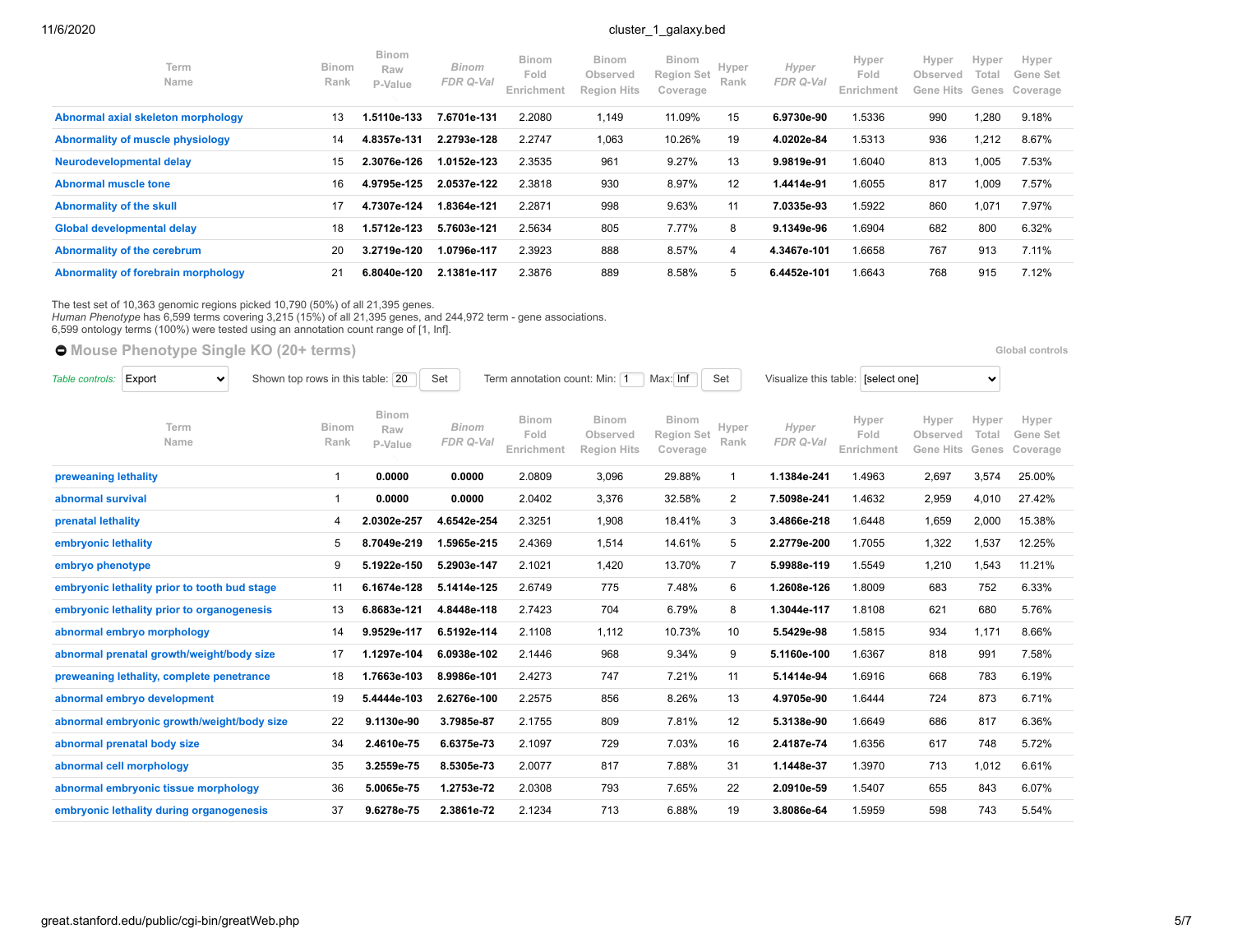| Term Name | Binom Rank | Binom Raw P-Value | *Binom FDR Q-Val* | Binom Fold Enrichment | Binom Observed Region Hits | Binom Region Set Coverage | Hyper Rank | *Hyper FDR Q-Val* | Hyper Fold Enrichment | Hyper Observed Gene Hits | Hyper Total Genes | Hyper Gene Set Coverage |
|---|---|---|---|---|---|---|---|---|---|---|---|---|
| Abnormal axial skeleton morphology | 13 | **1.5110e-133** | **7.6701e-131** | 2.2080 | 1,149 | 11.09% | 15 | **6.9730e-90** | 1.5336 | 990 | 1,280 | 9.18% |
| Abnormality of muscle physiology | 14 | **4.8357e-131** | **2.2793e-128** | 2.2747 | 1,063 | 10.26% | 19 | **4.0202e-84** | 1.5313 | 936 | 1,212 | 8.67% |
| Neurodevelopmental delay | 15 | **2.3076e-126** | **1.0152e-123** | 2.3535 | 961 | 9.27% | 13 | **9.9819e-91** | 1.6040 | 813 | 1,005 | 7.53% |
| Abnormal muscle tone | 16 | **4.9795e-125** | **2.0537e-122** | 2.3818 | 930 | 8.97% | 12 | **1.4414e-91** | 1.6055 | 817 | 1,009 | 7.57% |
| Abnormality of the skull | 17 | **4.7307e-124** | **1.8364e-121** | 2.2871 | 998 | 9.63% | 11 | **7.0335e-93** | 1.5922 | 860 | 1,071 | 7.97% |
| Global developmental delay | 18 | **1.5712e-123** | **5.7603e-121** | 2.5634 | 805 | 7.77% | 8 | **9.1349e-96** | 1.6904 | 682 | 800 | 6.32% |
| Abnormality of the cerebrum | 20 | **3.2719e-120** | **1.0796e-117** | 2.3923 | 888 | 8.57% | 4 | **4.3467e-101** | 1.6658 | 767 | 913 | 7.11% |
| Abnormality of forebrain morphology | 21 | **6.8040e-120** | **2.1381e-117** | 2.3876 | 889 | 8.58% | 5 | **6.4452e-101** | 1.6643 | 768 | 915 | 7.12% |

The test set of 10,363 genomic regions picked 10,790 (50%) of all 21,395 genes.
*Human Phenotype* has 6,599 terms covering 3,215 (15%) of all 21,395 genes, and 244,972 term - gene associations.
6,599 ontology terms (100%) were tested using an annotation count range of [1, Inf].

## Mouse Phenotype Single KO (20+ terms)

Global controls

*Table controls:* Export | Shown top rows in this table: 20 Set | Term annotation count: Min: 1 Max: Inf Set | Visualize this table: [select one]

| Term Name | Binom Rank | Binom Raw P-Value | *Binom FDR Q-Val* | Binom Fold Enrichment | Binom Observed Region Hits | Binom Region Set Coverage | Hyper Rank | *Hyper FDR Q-Val* | Hyper Fold Enrichment | Hyper Observed Gene Hits | Hyper Total Genes | Hyper Gene Set Coverage |
|---|---|---|---|---|---|---|---|---|---|---|---|---|
| preweaning lethality | 1 | **0.0000** | **0.0000** | 2.0809 | 3,096 | 29.88% | 1 | **1.1384e-241** | 1.4963 | 2,697 | 3,574 | 25.00% |
| abnormal survival | 1 | **0.0000** | **0.0000** | 2.0402 | 3,376 | 32.58% | 2 | **7.5098e-241** | 1.4632 | 2,959 | 4,010 | 27.42% |
| prenatal lethality | 4 | **2.0302e-257** | **4.6542e-254** | 2.3251 | 1,908 | 18.41% | 3 | **3.4866e-218** | 1.6448 | 1,659 | 2,000 | 15.38% |
| embryonic lethality | 5 | **8.7049e-219** | **1.5965e-215** | 2.4369 | 1,514 | 14.61% | 5 | **2.2779e-200** | 1.7055 | 1,322 | 1,537 | 12.25% |
| embryo phenotype | 9 | **5.1922e-150** | **5.2903e-147** | 2.1021 | 1,420 | 13.70% | 7 | **5.9988e-119** | 1.5549 | 1,210 | 1,543 | 11.21% |
| embryonic lethality prior to tooth bud stage | 11 | **6.1674e-128** | **5.1414e-125** | 2.6749 | 775 | 7.48% | 6 | **1.2608e-126** | 1.8009 | 683 | 752 | 6.33% |
| embryonic lethality prior to organogenesis | 13 | **6.8683e-121** | **4.8448e-118** | 2.7423 | 704 | 6.79% | 8 | **1.3044e-117** | 1.8108 | 621 | 680 | 5.76% |
| abnormal embryo morphology | 14 | **9.9529e-117** | **6.5192e-114** | 2.1108 | 1,112 | 10.73% | 10 | **5.5429e-98** | 1.5815 | 934 | 1,171 | 8.66% |
| abnormal prenatal growth/weight/body size | 17 | **1.1297e-104** | **6.0938e-102** | 2.1446 | 968 | 9.34% | 9 | **5.1160e-100** | 1.6367 | 818 | 991 | 7.58% |
| preweaning lethality, complete penetrance | 18 | **1.7663e-103** | **8.9986e-101** | 2.4273 | 747 | 7.21% | 11 | **5.1414e-94** | 1.6916 | 668 | 783 | 6.19% |
| abnormal embryo development | 19 | **5.4444e-103** | **2.6276e-100** | 2.2575 | 856 | 8.26% | 13 | **4.9705e-90** | 1.6444 | 724 | 873 | 6.71% |
| abnormal embryonic growth/weight/body size | 22 | **9.1130e-90** | **3.7985e-87** | 2.1755 | 809 | 7.81% | 12 | **5.3138e-90** | 1.6649 | 686 | 817 | 6.36% |
| abnormal prenatal body size | 34 | **2.4610e-75** | **6.6375e-73** | 2.1097 | 729 | 7.03% | 16 | **2.4187e-74** | 1.6356 | 617 | 748 | 5.72% |
| abnormal cell morphology | 35 | **3.2559e-75** | **8.5305e-73** | 2.0077 | 817 | 7.88% | 31 | **1.1448e-37** | 1.3970 | 713 | 1,012 | 6.61% |
| abnormal embryonic tissue morphology | 36 | **5.0065e-75** | **1.2753e-72** | 2.0308 | 793 | 7.65% | 22 | **2.0910e-59** | 1.5407 | 655 | 843 | 6.07% |
| embryonic lethality during organogenesis | 37 | **9.6278e-75** | **2.3861e-72** | 2.1234 | 713 | 6.88% | 19 | **3.8086e-64** | 1.5959 | 598 | 743 | 5.54% |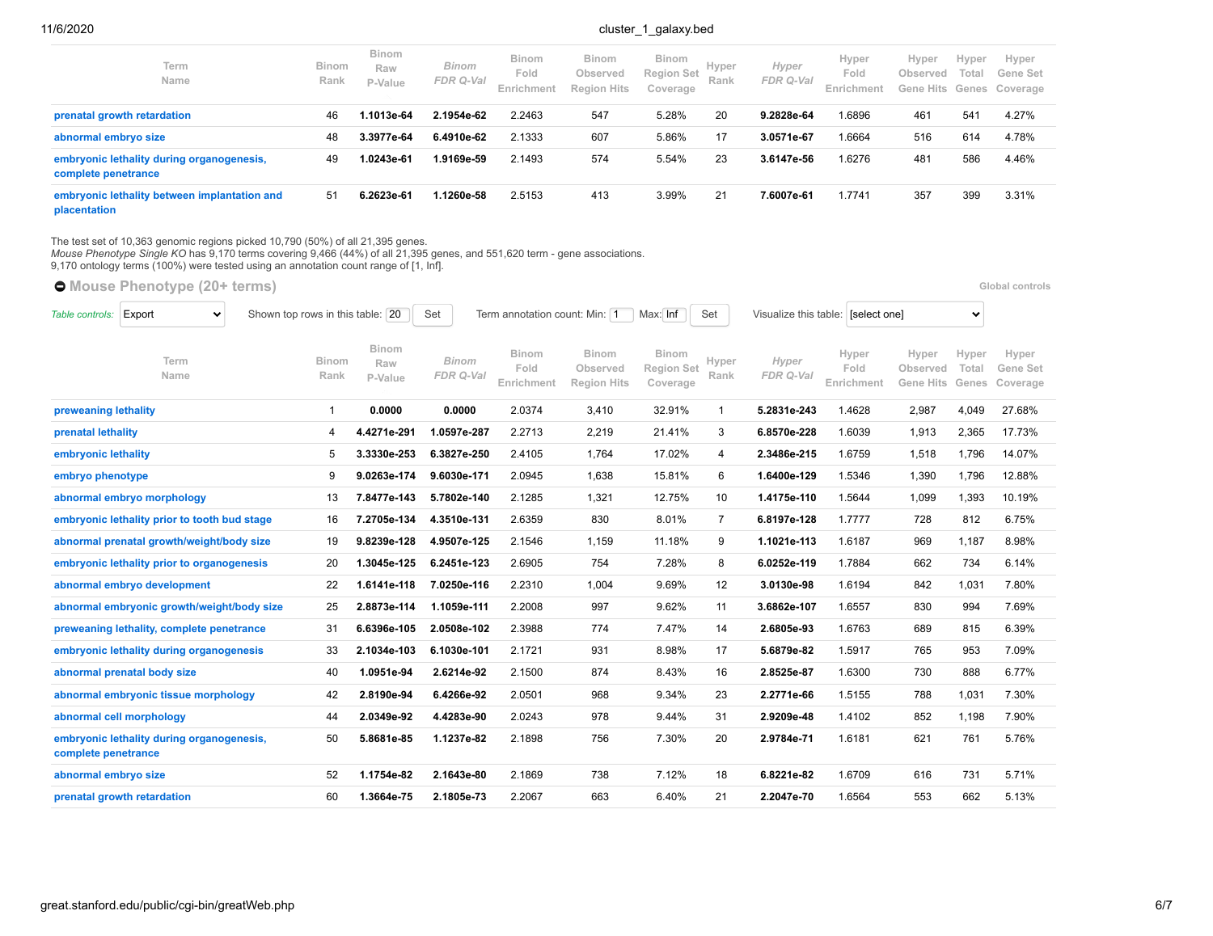| Term Name | Binom Rank | Binom Raw P-Value | *Binom FDR Q-Val* | Binom Fold Enrichment | Binom Observed Region Hits | Binom Region Set Coverage | Hyper Rank | *Hyper FDR Q-Val* | Hyper Fold Enrichment | Hyper Observed Gene Hits | Hyper Total Genes | Hyper Gene Set Coverage |
|---|---|---|---|---|---|---|---|---|---|---|---|---|
| prenatal growth retardation | 46 | **1.1013e-64** | **2.1954e-62** | 2.2463 | 547 | 5.28% | 20 | **9.2828e-64** | 1.6896 | 461 | 541 | 4.27% |
| abnormal embryo size | 48 | **3.3977e-64** | **6.4910e-62** | 2.1333 | 607 | 5.86% | 17 | **3.0571e-67** | 1.6664 | 516 | 614 | 4.78% |
| embryonic lethality during organogenesis, complete penetrance | 49 | **1.0243e-61** | **1.9169e-59** | 2.1493 | 574 | 5.54% | 23 | **3.6147e-56** | 1.6276 | 481 | 586 | 4.46% |
| embryonic lethality between implantation and placentation | 51 | **6.2623e-61** | **1.1260e-58** | 2.5153 | 413 | 3.99% | 21 | **7.6007e-61** | 1.7741 | 357 | 399 | 3.31% |

The test set of 10,363 genomic regions picked 10,790 (50%) of all 21,395 genes.
*Mouse Phenotype Single KO* has 9,170 terms covering 9,466 (44%) of all 21,395 genes, and 551,620 term - gene associations.
9,170 ontology terms (100%) were tested using an annotation count range of [1, Inf].

## Mouse Phenotype (20+ terms)

Global controls

*Table controls:* Export | Shown top rows in this table: 20 Set | Term annotation count: Min: 1 Max: Inf Set | Visualize this table: [select one]

| Term Name | Binom Rank | Binom Raw P-Value | *Binom FDR Q-Val* | Binom Fold Enrichment | Binom Observed Region Hits | Binom Region Set Coverage | Hyper Rank | *Hyper FDR Q-Val* | Hyper Fold Enrichment | Hyper Observed Gene Hits | Hyper Total Genes | Hyper Gene Set Coverage |
|---|---|---|---|---|---|---|---|---|---|---|---|---|
| preweaning lethality | 1 | **0.0000** | **0.0000** | 2.0374 | 3,410 | 32.91% | 1 | **5.2831e-243** | 1.4628 | 2,987 | 4,049 | 27.68% |
| prenatal lethality | 4 | **4.4271e-291** | **1.0597e-287** | 2.2713 | 2,219 | 21.41% | 3 | **6.8570e-228** | 1.6039 | 1,913 | 2,365 | 17.73% |
| embryonic lethality | 5 | **3.3330e-253** | **6.3827e-250** | 2.4105 | 1,764 | 17.02% | 4 | **2.3486e-215** | 1.6759 | 1,518 | 1,796 | 14.07% |
| embryo phenotype | 9 | **9.0263e-174** | **9.6030e-171** | 2.0945 | 1,638 | 15.81% | 6 | **1.6400e-129** | 1.5346 | 1,390 | 1,796 | 12.88% |
| abnormal embryo morphology | 13 | **7.8477e-143** | **5.7802e-140** | 2.1285 | 1,321 | 12.75% | 10 | **1.4175e-110** | 1.5644 | 1,099 | 1,393 | 10.19% |
| embryonic lethality prior to tooth bud stage | 16 | **7.2705e-134** | **4.3510e-131** | 2.6359 | 830 | 8.01% | 7 | **6.8197e-128** | 1.7777 | 728 | 812 | 6.75% |
| abnormal prenatal growth/weight/body size | 19 | **9.8239e-128** | **4.9507e-125** | 2.1546 | 1,159 | 11.18% | 9 | **1.1021e-113** | 1.6187 | 969 | 1,187 | 8.98% |
| embryonic lethality prior to organogenesis | 20 | **1.3045e-125** | **6.2451e-123** | 2.6905 | 754 | 7.28% | 8 | **6.0252e-119** | 1.7884 | 662 | 734 | 6.14% |
| abnormal embryo development | 22 | **1.6141e-118** | **7.0250e-116** | 2.2310 | 1,004 | 9.69% | 12 | **3.0130e-98** | 1.6194 | 842 | 1,031 | 7.80% |
| abnormal embryonic growth/weight/body size | 25 | **2.8873e-114** | **1.1059e-111** | 2.2008 | 997 | 9.62% | 11 | **3.6862e-107** | 1.6557 | 830 | 994 | 7.69% |
| preweaning lethality, complete penetrance | 31 | **6.6396e-105** | **2.0508e-102** | 2.3988 | 774 | 7.47% | 14 | **2.6805e-93** | 1.6763 | 689 | 815 | 6.39% |
| embryonic lethality during organogenesis | 33 | **2.1034e-103** | **6.1030e-101** | 2.1721 | 931 | 8.98% | 17 | **5.6879e-82** | 1.5917 | 765 | 953 | 7.09% |
| abnormal prenatal body size | 40 | **1.0951e-94** | **2.6214e-92** | 2.1500 | 874 | 8.43% | 16 | **2.8525e-87** | 1.6300 | 730 | 888 | 6.77% |
| abnormal embryonic tissue morphology | 42 | **2.8190e-94** | **6.4266e-92** | 2.0501 | 968 | 9.34% | 23 | **2.2771e-66** | 1.5155 | 788 | 1,031 | 7.30% |
| abnormal cell morphology | 44 | **2.0349e-92** | **4.4283e-90** | 2.0243 | 978 | 9.44% | 31 | **2.9209e-48** | 1.4102 | 852 | 1,198 | 7.90% |
| embryonic lethality during organogenesis, complete penetrance | 50 | **5.8681e-85** | **1.1237e-82** | 2.1898 | 756 | 7.30% | 20 | **2.9784e-71** | 1.6181 | 621 | 761 | 5.76% |
| abnormal embryo size | 52 | **1.1754e-82** | **2.1643e-80** | 2.1869 | 738 | 7.12% | 18 | **6.8221e-82** | 1.6709 | 616 | 731 | 5.71% |
| prenatal growth retardation | 60 | **1.3664e-75** | **2.1805e-73** | 2.2067 | 663 | 6.40% | 21 | **2.2047e-70** | 1.6564 | 553 | 662 | 5.13% |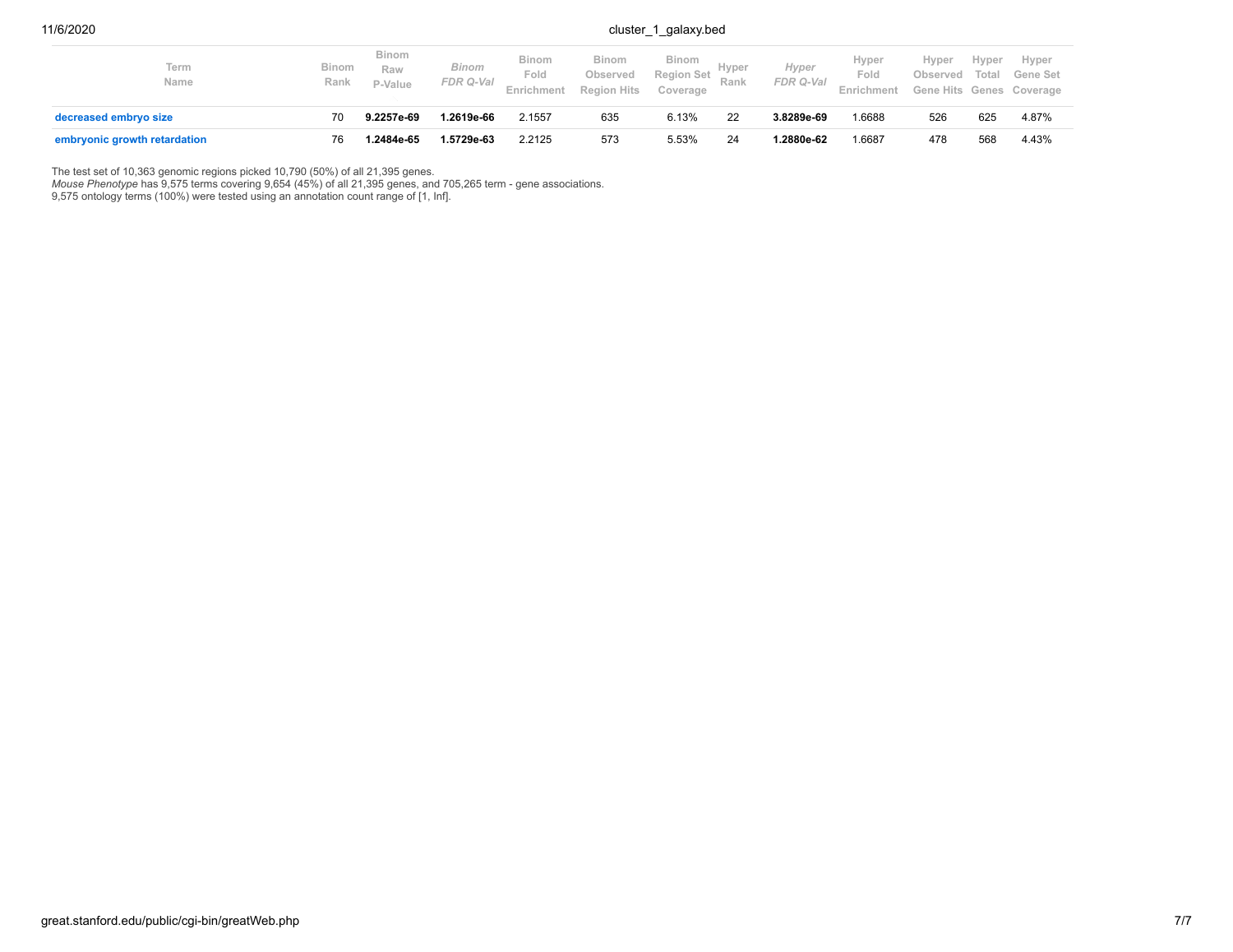| Term Name | Binom Rank | Binom Raw P-Value | *Binom FDR Q-Val* | Binom Fold Enrichment | Binom Observed Region Hits | Binom Region Set Coverage | Hyper Rank | *Hyper FDR Q-Val* | Hyper Fold Enrichment | Hyper Observed Gene Hits | Hyper Total Genes | Hyper Gene Set Coverage |
|---|---|---|---|---|---|---|---|---|---|---|---|---|
| decreased embryo size | 70 | **9.2257e-69** | **1.2619e-66** | 2.1557 | 635 | 6.13% | 22 | **3.8289e-69** | 1.6688 | 526 | 625 | 4.87% |
| embryonic growth retardation | 76 | **1.2484e-65** | **1.5729e-63** | 2.2125 | 573 | 5.53% | 24 | **1.2880e-62** | 1.6687 | 478 | 568 | 4.43% |

The test set of 10,363 genomic regions picked 10,790 (50%) of all 21,395 genes.
*Mouse Phenotype* has 9,575 terms covering 9,654 (45%) of all 21,395 genes, and 705,265 term - gene associations.
9,575 ontology terms (100%) were tested using an annotation count range of [1, Inf].